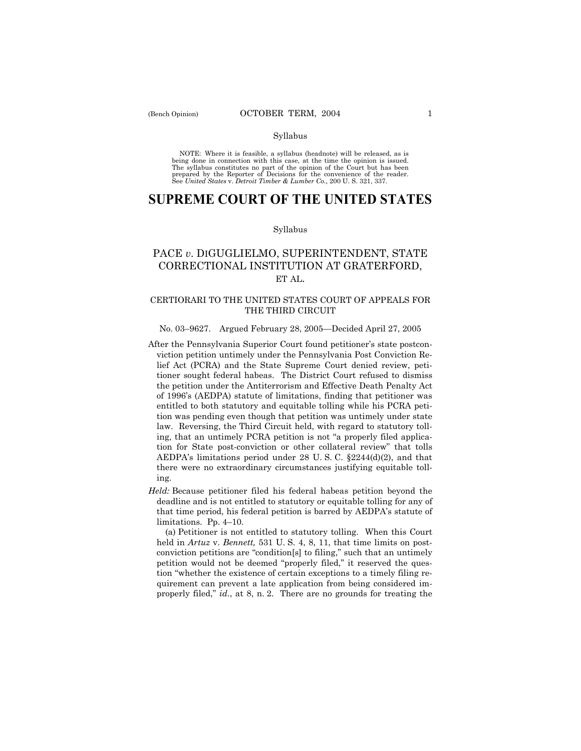Syllabus

NOTE: Where it is feasible, a syllabus (headnote) will be released, as is being done in connection with this case, at the time the opinion is issued. The syllabus constitutes no part of the opinion of the Court but has been prepared by the Reporter of Decisions for the convenience of the reader. See *United States* v. *Detroit Timber & Lumber Co.,* 200 U. S. 321, 337.

# SUPREME COURT OF THE UNITED STATES

Syllabus

## PACE *v*. DIGUGLIELMO, SUPERINTENDENT, STATE CORRECTIONAL INSTITUTION AT GRATERFORD, ET AL.

CERTIORARI TO THE UNITED STATES COURT OF APPEALS FOR THE THIRD CIRCUIT

No. 03–9627. Argued February 28, 2005—Decided April 27, 2005

After the Pennsylvania Superior Court found petitioner's state postconviction petition untimely under the Pennsylvania Post Conviction Relief Act (PCRA) and the State Supreme Court denied review, petitioner sought federal habeas. The District Court refused to dismiss the petition under the Antiterrorism and Effective Death Penalty Act of 1996's (AEDPA) statute of limitations, finding that petitioner was entitled to both statutory and equitable tolling while his PCRA petition was pending even though that petition was untimely under state law. Reversing, the Third Circuit held, with regard to statutory tolling, that an untimely PCRA petition is not "a properly filed application for State post-conviction or other collateral review" that tolls AEDPA's limitations period under 28 U. S. C. §2244(d)(2), and that there were no extraordinary circumstances justifying equitable tolling.

*Held:* Because petitioner filed his federal habeas petition beyond the deadline and is not entitled to statutory or equitable tolling for any of that time period, his federal petition is barred by AEDPA's statute of limitations. Pp. 4–10.

(a) Petitioner is not entitled to statutory tolling. When this Court held in *Artuz* v. *Bennett,* 531 U. S. 4, 8, 11, that time limits on postconviction petitions are "condition[s] to filing," such that an untimely petition would not be deemed "properly filed," it reserved the question "whether the existence of certain exceptions to a timely filing requirement can prevent a late application from being considered improperly filed," *id.*, at 8, n. 2. There are no grounds for treating the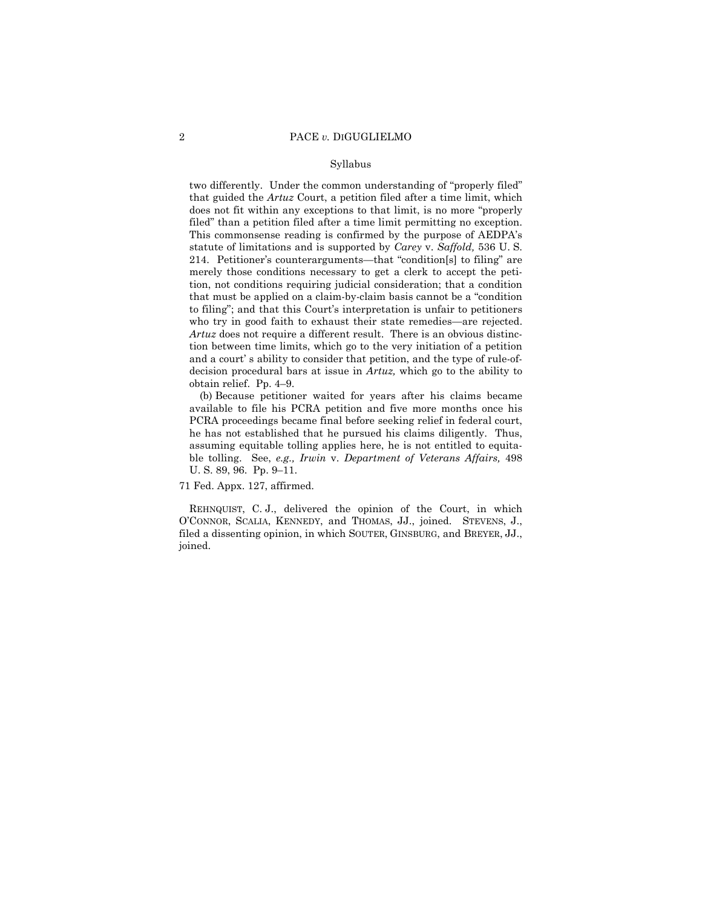two differently. Under the common understanding of "properly filed" that guided the *Artuz* Court, a petition filed after a time limit, which does not fit within any exceptions to that limit, is no more "properly filed" than a petition filed after a time limit permitting no exception. This commonsense reading is confirmed by the purpose of AEDPA's statute of limitations and is supported by *Carey* v. *Saffold,* 536 U. S. 214. Petitioner's counterarguments—that "condition[s] to filing" are merely those conditions necessary to get a clerk to accept the petition, not conditions requiring judicial consideration; that a condition that must be applied on a claim-by-claim basis cannot be a "condition to filing"; and that this Court's interpretation is unfair to petitioners who try in good faith to exhaust their state remedies—are rejected. *Artuz* does not require a different result. There is an obvious distinction between time limits, which go to the very initiation of a petition and a court' s ability to consider that petition, and the type of rule-of-decision procedural bars at issue in *Artuz,* which go to the ability to obtain relief. Pp. 4–9.

(b) Because petitioner waited for years after his claims became available to file his PCRA petition and five more months once his PCRA proceedings became final before seeking relief in federal court, he has not established that he pursued his claims diligently. Thus, assuming equitable tolling applies here, he is not entitled to equitable tolling. See, *e.g., Irwin* v. *Department of Veterans Affairs,* 498 U. S. 89, 96. Pp. 9–11.

71 Fed. Appx. 127, affirmed.

REHNQUIST, C. J., delivered the opinion of the Court, in which O'CONNOR, SCALIA, KENNEDY, and THOMAS, JJ., joined. STEVENS, J., filed a dissenting opinion, in which SOUTER, GINSBURG, and BREYER, JJ., joined.